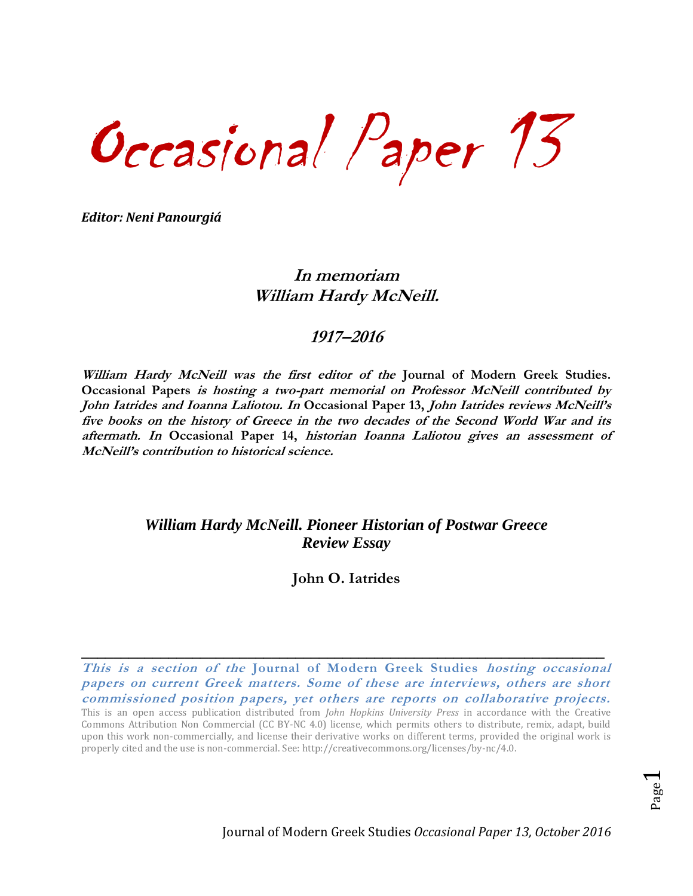# Occasional Paper 13

***Editor: Neni Panourgiá***

## *In memoriam*
## *William Hardy McNeill.*

### *1917–2016*

***William Hardy McNeill was the first editor of the* Journal of Modern Greek Studies. Occasional Papers *is hosting a two-part memorial on Professor McNeill contributed by John Iatrides and Ioanna Laliotou. In* Occasional Paper 13, *John Iatrides reviews McNeill's five books on the history of Greece in the two decades of the Second World War and its aftermath. In* Occasional Paper 14, *historian Ioanna Laliotou gives an assessment of McNeill's contribution to historical science.***

## *William Hardy McNeill. Pioneer Historian of Postwar Greece*
## *Review Essay*

**John O. Iatrides**

---

***This is a section of the* Journal of Modern Greek Studies *hosting occasional papers on current Greek matters. Some of these are interviews, others are short commissioned position papers, yet others are reports on collaborative projects.***

This is an open access publication distributed from *John Hopkins University Press* in accordance with the Creative Commons Attribution Non Commercial (CC BY-NC 4.0) license, which permits others to distribute, remix, adapt, build upon this work non-commercially, and license their derivative works on different terms, provided the original work is properly cited and the use is non-commercial. See: http://creativecommons.org/licenses/by-nc/4.0.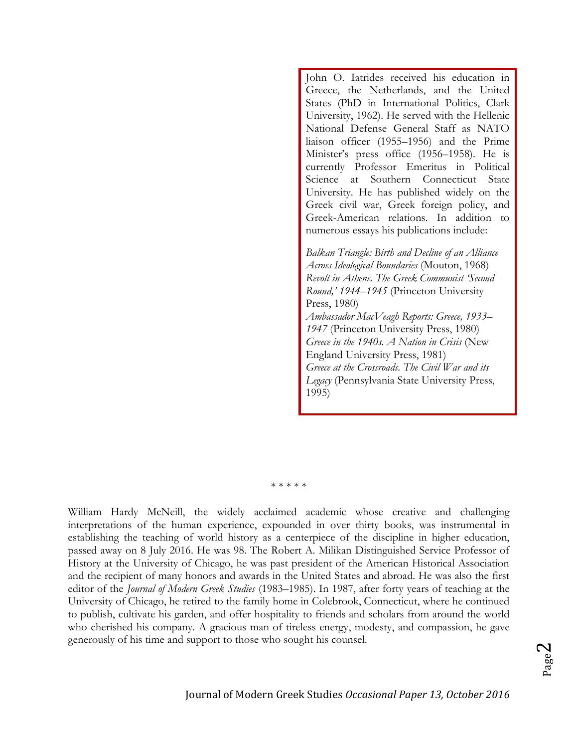John O. Iatrides received his education in Greece, the Netherlands, and the United States (PhD in International Politics, Clark University, 1962). He served with the Hellenic National Defense General Staff as NATO liaison officer (1955–1956) and the Prime Minister's press office (1956–1958). He is currently Professor Emeritus in Political Science at Southern Connecticut State University. He has published widely on the Greek civil war, Greek foreign policy, and Greek-American relations. In addition to numerous essays his publications include:

*Balkan Triangle: Birth and Decline of an Alliance Across Ideological Boundaries* (Mouton, 1968)
*Revolt in Athens. The Greek Communist 'Second Round,' 1944–1945* (Princeton University Press, 1980)
*Ambassador MacVeagh Reports: Greece, 1933–1947* (Princeton University Press, 1980)
*Greece in the 1940s. A Nation in Crisis* (New England University Press, 1981)
*Greece at the Crossroads. The Civil War and its Legacy* (Pennsylvania State University Press, 1995)

\* \* \* \* \*

William Hardy McNeill, the widely acclaimed academic whose creative and challenging interpretations of the human experience, expounded in over thirty books, was instrumental in establishing the teaching of world history as a centerpiece of the discipline in higher education, passed away on 8 July 2016. He was 98. The Robert A. Milikan Distinguished Service Professor of History at the University of Chicago, he was past president of the American Historical Association and the recipient of many honors and awards in the United States and abroad. He was also the first editor of the *Journal of Modern Greek Studies* (1983–1985). In 1987, after forty years of teaching at the University of Chicago, he retired to the family home in Colebrook, Connecticut, where he continued to publish, cultivate his garden, and offer hospitality to friends and scholars from around the world who cherished his company. A gracious man of tireless energy, modesty, and compassion, he gave generously of his time and support to those who sought his counsel.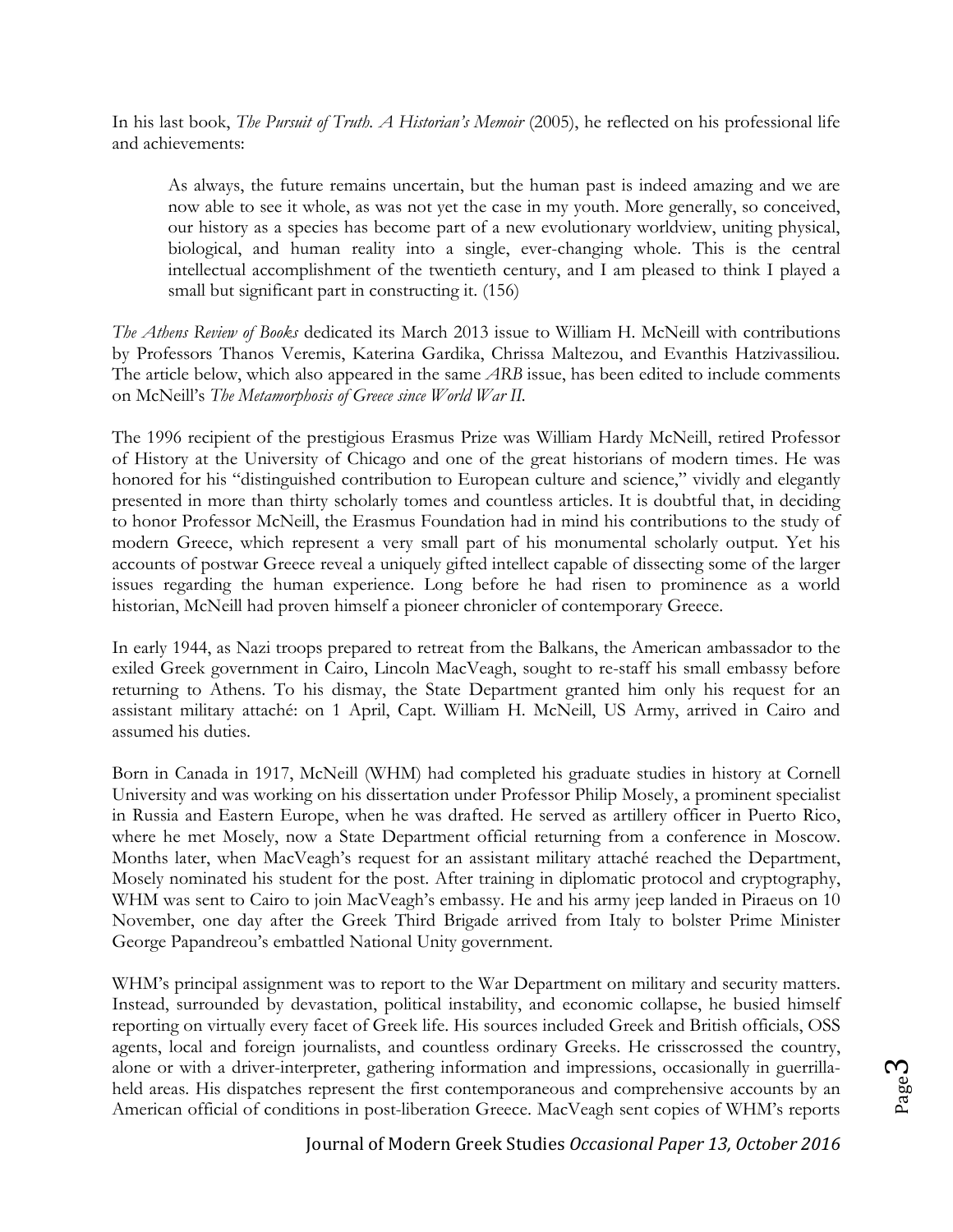In his last book, *The Pursuit of Truth. A Historian's Memoir* (2005), he reflected on his professional life and achievements:

> As always, the future remains uncertain, but the human past is indeed amazing and we are now able to see it whole, as was not yet the case in my youth. More generally, so conceived, our history as a species has become part of a new evolutionary worldview, uniting physical, biological, and human reality into a single, ever-changing whole. This is the central intellectual accomplishment of the twentieth century, and I am pleased to think I played a small but significant part in constructing it. (156)

*The Athens Review of Books* dedicated its March 2013 issue to William H. McNeill with contributions by Professors Thanos Veremis, Katerina Gardika, Chrissa Maltezou, and Evanthis Hatzivassiliou. The article below, which also appeared in the same *ARB* issue, has been edited to include comments on McNeill's *The Metamorphosis of Greece since World War II*.

The 1996 recipient of the prestigious Erasmus Prize was William Hardy McNeill, retired Professor of History at the University of Chicago and one of the great historians of modern times. He was honored for his "distinguished contribution to European culture and science," vividly and elegantly presented in more than thirty scholarly tomes and countless articles. It is doubtful that, in deciding to honor Professor McNeill, the Erasmus Foundation had in mind his contributions to the study of modern Greece, which represent a very small part of his monumental scholarly output. Yet his accounts of postwar Greece reveal a uniquely gifted intellect capable of dissecting some of the larger issues regarding the human experience. Long before he had risen to prominence as a world historian, McNeill had proven himself a pioneer chronicler of contemporary Greece.

In early 1944, as Nazi troops prepared to retreat from the Balkans, the American ambassador to the exiled Greek government in Cairo, Lincoln MacVeagh, sought to re-staff his small embassy before returning to Athens. To his dismay, the State Department granted him only his request for an assistant military attaché: on 1 April, Capt. William H. McNeill, US Army, arrived in Cairo and assumed his duties.

Born in Canada in 1917, McNeill (WHM) had completed his graduate studies in history at Cornell University and was working on his dissertation under Professor Philip Mosely, a prominent specialist in Russia and Eastern Europe, when he was drafted. He served as artillery officer in Puerto Rico, where he met Mosely, now a State Department official returning from a conference in Moscow. Months later, when MacVeagh's request for an assistant military attaché reached the Department, Mosely nominated his student for the post. After training in diplomatic protocol and cryptography, WHM was sent to Cairo to join MacVeagh's embassy. He and his army jeep landed in Piraeus on 10 November, one day after the Greek Third Brigade arrived from Italy to bolster Prime Minister George Papandreou's embattled National Unity government.

WHM's principal assignment was to report to the War Department on military and security matters. Instead, surrounded by devastation, political instability, and economic collapse, he busied himself reporting on virtually every facet of Greek life. His sources included Greek and British officials, OSS agents, local and foreign journalists, and countless ordinary Greeks. He crisscrossed the country, alone or with a driver-interpreter, gathering information and impressions, occasionally in guerrilla-held areas. His dispatches represent the first contemporaneous and comprehensive accounts by an American official of conditions in post-liberation Greece. MacVeagh sent copies of WHM's reports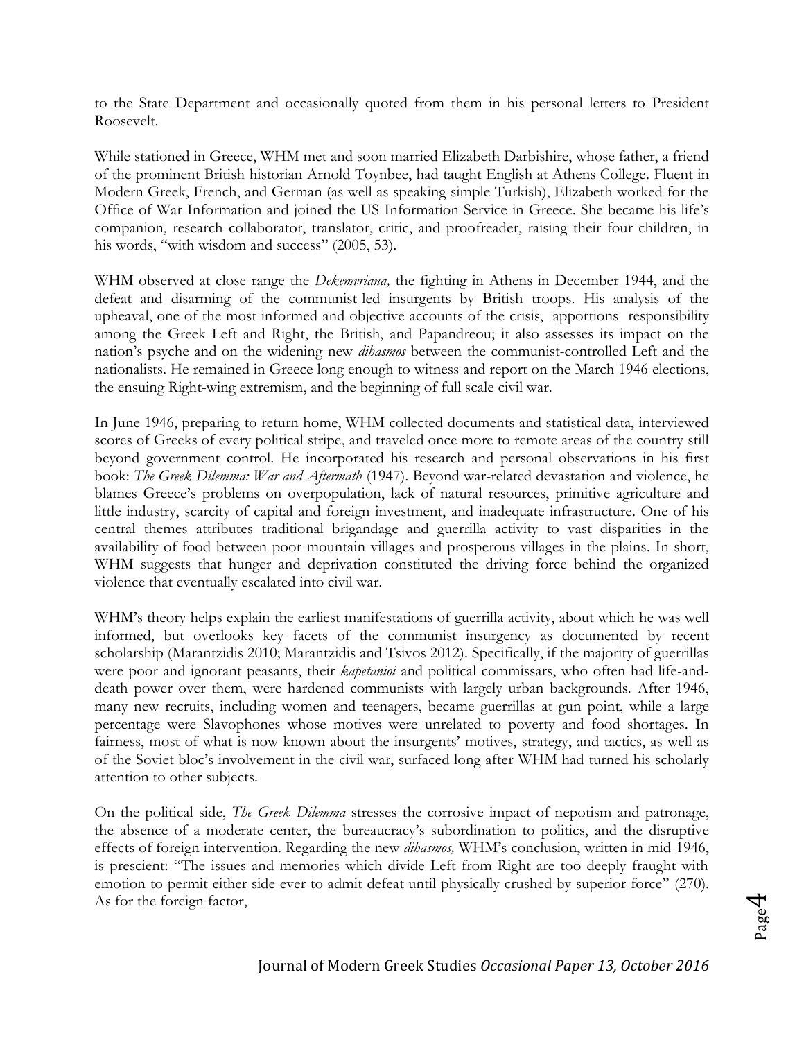to the State Department and occasionally quoted from them in his personal letters to President Roosevelt.

While stationed in Greece, WHM met and soon married Elizabeth Darbishire, whose father, a friend of the prominent British historian Arnold Toynbee, had taught English at Athens College. Fluent in Modern Greek, French, and German (as well as speaking simple Turkish), Elizabeth worked for the Office of War Information and joined the US Information Service in Greece. She became his life's companion, research collaborator, translator, critic, and proofreader, raising their four children, in his words, "with wisdom and success" (2005, 53).

WHM observed at close range the *Dekemvriana,* the fighting in Athens in December 1944, and the defeat and disarming of the communist-led insurgents by British troops. His analysis of the upheaval, one of the most informed and objective accounts of the crisis, apportions responsibility among the Greek Left and Right, the British, and Papandreou; it also assesses its impact on the nation's psyche and on the widening new *dihasmos* between the communist-controlled Left and the nationalists. He remained in Greece long enough to witness and report on the March 1946 elections, the ensuing Right-wing extremism, and the beginning of full scale civil war.

In June 1946, preparing to return home, WHM collected documents and statistical data, interviewed scores of Greeks of every political stripe, and traveled once more to remote areas of the country still beyond government control. He incorporated his research and personal observations in his first book: *The Greek Dilemma: War and Aftermath* (1947). Beyond war-related devastation and violence, he blames Greece's problems on overpopulation, lack of natural resources, primitive agriculture and little industry, scarcity of capital and foreign investment, and inadequate infrastructure. One of his central themes attributes traditional brigandage and guerrilla activity to vast disparities in the availability of food between poor mountain villages and prosperous villages in the plains. In short, WHM suggests that hunger and deprivation constituted the driving force behind the organized violence that eventually escalated into civil war.

WHM's theory helps explain the earliest manifestations of guerrilla activity, about which he was well informed, but overlooks key facets of the communist insurgency as documented by recent scholarship (Marantzidis 2010; Marantzidis and Tsivos 2012). Specifically, if the majority of guerrillas were poor and ignorant peasants, their *kapetanioi* and political commissars, who often had life-and-death power over them, were hardened communists with largely urban backgrounds. After 1946, many new recruits, including women and teenagers, became guerrillas at gun point, while a large percentage were Slavophones whose motives were unrelated to poverty and food shortages. In fairness, most of what is now known about the insurgents' motives, strategy, and tactics, as well as of the Soviet bloc's involvement in the civil war, surfaced long after WHM had turned his scholarly attention to other subjects.

On the political side, *The Greek Dilemma* stresses the corrosive impact of nepotism and patronage, the absence of a moderate center, the bureaucracy's subordination to politics, and the disruptive effects of foreign intervention. Regarding the new *dihasmos,* WHM's conclusion, written in mid-1946, is prescient: "The issues and memories which divide Left from Right are too deeply fraught with emotion to permit either side ever to admit defeat until physically crushed by superior force" (270). As for the foreign factor,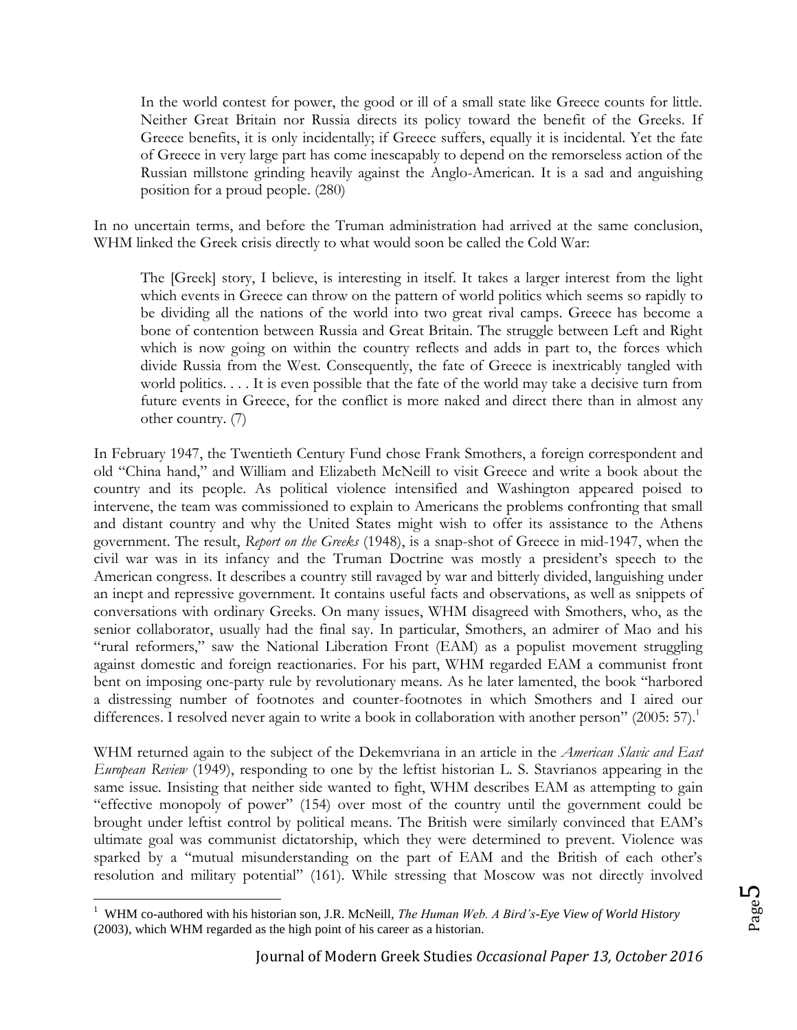> In the world contest for power, the good or ill of a small state like Greece counts for little. Neither Great Britain nor Russia directs its policy toward the benefit of the Greeks. If Greece benefits, it is only incidentally; if Greece suffers, equally it is incidental. Yet the fate of Greece in very large part has come inescapably to depend on the remorseless action of the Russian millstone grinding heavily against the Anglo-American. It is a sad and anguishing position for a proud people. (280)

In no uncertain terms, and before the Truman administration had arrived at the same conclusion, WHM linked the Greek crisis directly to what would soon be called the Cold War:

> The [Greek] story, I believe, is interesting in itself. It takes a larger interest from the light which events in Greece can throw on the pattern of world politics which seems so rapidly to be dividing all the nations of the world into two great rival camps. Greece has become a bone of contention between Russia and Great Britain. The struggle between Left and Right which is now going on within the country reflects and adds in part to, the forces which divide Russia from the West. Consequently, the fate of Greece is inextricably tangled with world politics. . . . It is even possible that the fate of the world may take a decisive turn from future events in Greece, for the conflict is more naked and direct there than in almost any other country. (7)

In February 1947, the Twentieth Century Fund chose Frank Smothers, a foreign correspondent and old "China hand," and William and Elizabeth McNeill to visit Greece and write a book about the country and its people. As political violence intensified and Washington appeared poised to intervene, the team was commissioned to explain to Americans the problems confronting that small and distant country and why the United States might wish to offer its assistance to the Athens government. The result, *Report on the Greeks* (1948), is a snap-shot of Greece in mid-1947, when the civil war was in its infancy and the Truman Doctrine was mostly a president's speech to the American congress. It describes a country still ravaged by war and bitterly divided, languishing under an inept and repressive government. It contains useful facts and observations, as well as snippets of conversations with ordinary Greeks. On many issues, WHM disagreed with Smothers, who, as the senior collaborator, usually had the final say. In particular, Smothers, an admirer of Mao and his "rural reformers," saw the National Liberation Front (EAM) as a populist movement struggling against domestic and foreign reactionaries. For his part, WHM regarded EAM a communist front bent on imposing one-party rule by revolutionary means. As he later lamented, the book "harbored a distressing number of footnotes and counter-footnotes in which Smothers and I aired our differences. I resolved never again to write a book in collaboration with another person" (2005: 57).[1]

WHM returned again to the subject of the Dekemvriana in an article in the *American Slavic and East European Review* (1949), responding to one by the leftist historian L. S. Stavrianos appearing in the same issue. Insisting that neither side wanted to fight, WHM describes EAM as attempting to gain "effective monopoly of power" (154) over most of the country until the government could be brought under leftist control by political means. The British were similarly convinced that EAM's ultimate goal was communist dictatorship, which they were determined to prevent. Violence was sparked by a "mutual misunderstanding on the part of EAM and the British of each other's resolution and military potential" (161). While stressing that Moscow was not directly involved

---

[1] WHM co-authored with his historian son, J.R. McNeill, *The Human Web. A Bird's-Eye View of World History* (2003), which WHM regarded as the high point of his career as a historian.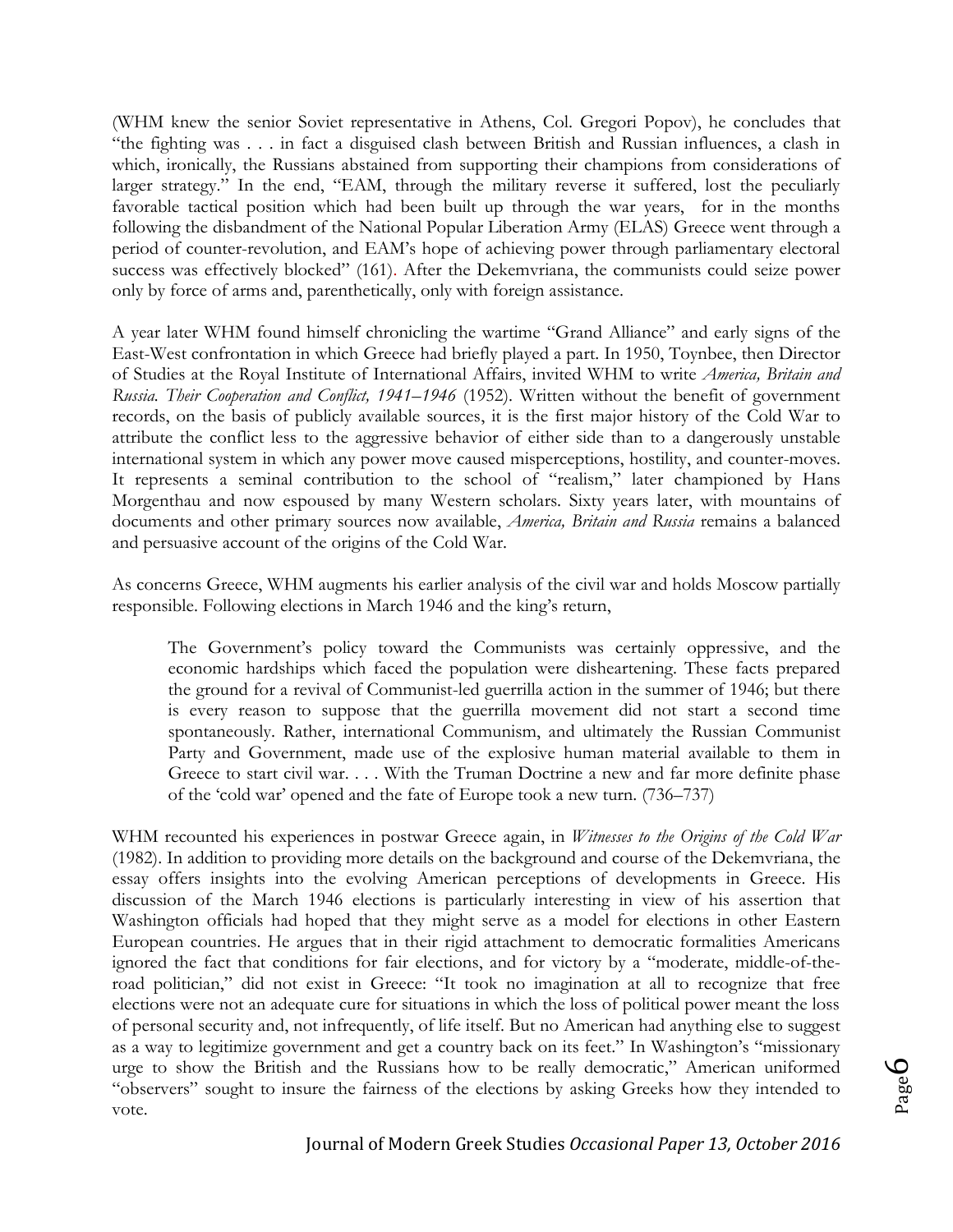(WHM knew the senior Soviet representative in Athens, Col. Gregori Popov), he concludes that "the fighting was . . . in fact a disguised clash between British and Russian influences, a clash in which, ironically, the Russians abstained from supporting their champions from considerations of larger strategy." In the end, "EAM, through the military reverse it suffered, lost the peculiarly favorable tactical position which had been built up through the war years, for in the months following the disbandment of the National Popular Liberation Army (ELAS) Greece went through a period of counter-revolution, and EAM's hope of achieving power through parliamentary electoral success was effectively blocked" (161). After the Dekemvriana, the communists could seize power only by force of arms and, parenthetically, only with foreign assistance.

A year later WHM found himself chronicling the wartime "Grand Alliance" and early signs of the East-West confrontation in which Greece had briefly played a part. In 1950, Toynbee, then Director of Studies at the Royal Institute of International Affairs, invited WHM to write *America, Britain and Russia. Their Cooperation and Conflict, 1941–1946* (1952). Written without the benefit of government records, on the basis of publicly available sources, it is the first major history of the Cold War to attribute the conflict less to the aggressive behavior of either side than to a dangerously unstable international system in which any power move caused misperceptions, hostility, and counter-moves. It represents a seminal contribution to the school of "realism," later championed by Hans Morgenthau and now espoused by many Western scholars. Sixty years later, with mountains of documents and other primary sources now available, *America, Britain and Russia* remains a balanced and persuasive account of the origins of the Cold War.

As concerns Greece, WHM augments his earlier analysis of the civil war and holds Moscow partially responsible. Following elections in March 1946 and the king's return,

> The Government's policy toward the Communists was certainly oppressive, and the economic hardships which faced the population were disheartening. These facts prepared the ground for a revival of Communist-led guerrilla action in the summer of 1946; but there is every reason to suppose that the guerrilla movement did not start a second time spontaneously. Rather, international Communism, and ultimately the Russian Communist Party and Government, made use of the explosive human material available to them in Greece to start civil war. . . . With the Truman Doctrine a new and far more definite phase of the 'cold war' opened and the fate of Europe took a new turn. (736–737)

WHM recounted his experiences in postwar Greece again, in *Witnesses to the Origins of the Cold War* (1982). In addition to providing more details on the background and course of the Dekemvriana, the essay offers insights into the evolving American perceptions of developments in Greece. His discussion of the March 1946 elections is particularly interesting in view of his assertion that Washington officials had hoped that they might serve as a model for elections in other Eastern European countries. He argues that in their rigid attachment to democratic formalities Americans ignored the fact that conditions for fair elections, and for victory by a "moderate, middle-of-the-road politician," did not exist in Greece: "It took no imagination at all to recognize that free elections were not an adequate cure for situations in which the loss of political power meant the loss of personal security and, not infrequently, of life itself. But no American had anything else to suggest as a way to legitimize government and get a country back on its feet." In Washington's "missionary urge to show the British and the Russians how to be really democratic," American uniformed "observers" sought to insure the fairness of the elections by asking Greeks how they intended to vote.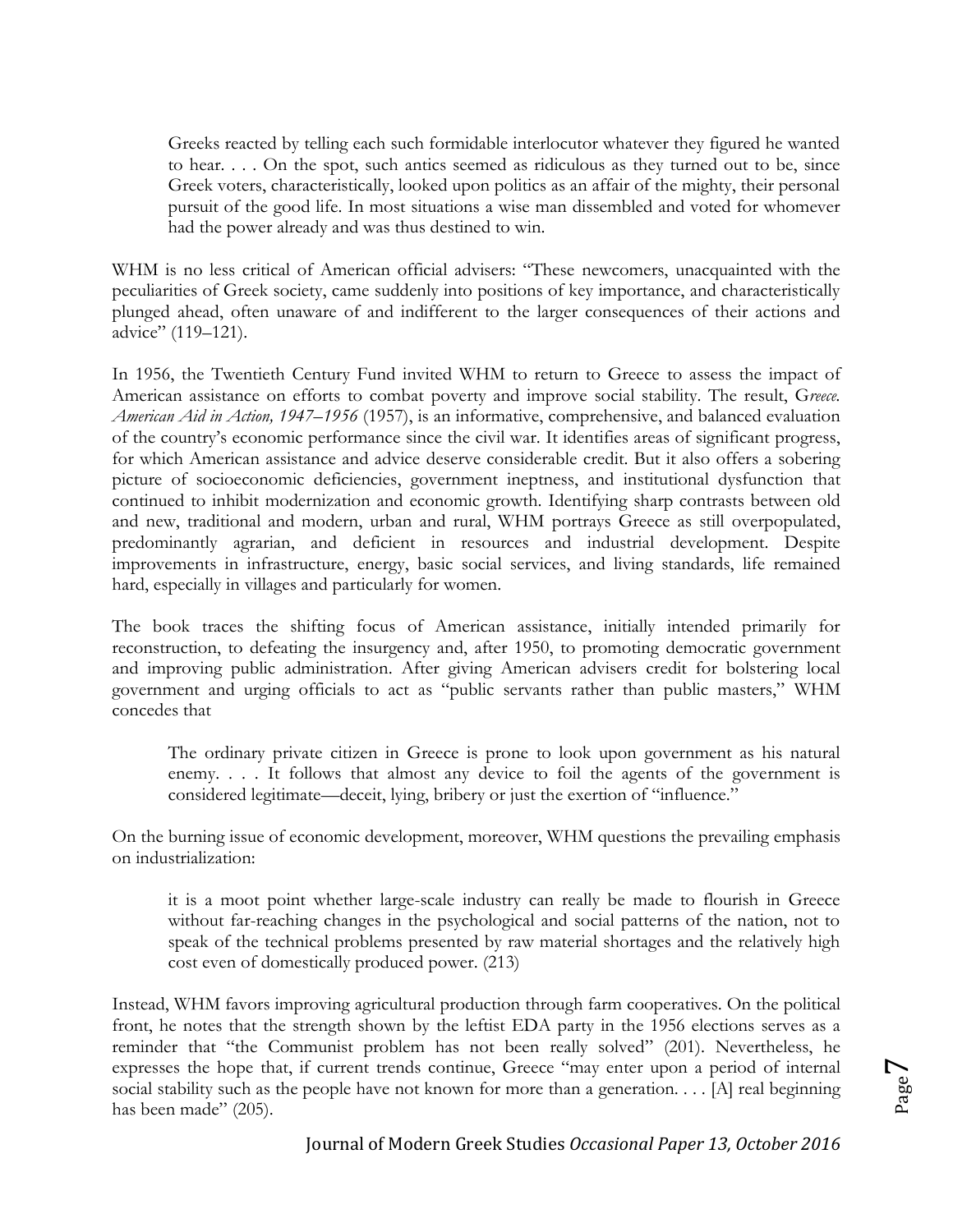> Greeks reacted by telling each such formidable interlocutor whatever they figured he wanted to hear. . . . On the spot, such antics seemed as ridiculous as they turned out to be, since Greek voters, characteristically, looked upon politics as an affair of the mighty, their personal pursuit of the good life. In most situations a wise man dissembled and voted for whomever had the power already and was thus destined to win.

WHM is no less critical of American official advisers: "These newcomers, unacquainted with the peculiarities of Greek society, came suddenly into positions of key importance, and characteristically plunged ahead, often unaware of and indifferent to the larger consequences of their actions and advice" (119–121).

In 1956, the Twentieth Century Fund invited WHM to return to Greece to assess the impact of American assistance on efforts to combat poverty and improve social stability. The result, G*reece. American Aid in Action, 1947–1956* (1957), is an informative, comprehensive, and balanced evaluation of the country's economic performance since the civil war. It identifies areas of significant progress, for which American assistance and advice deserve considerable credit. But it also offers a sobering picture of socioeconomic deficiencies, government ineptness, and institutional dysfunction that continued to inhibit modernization and economic growth. Identifying sharp contrasts between old and new, traditional and modern, urban and rural, WHM portrays Greece as still overpopulated, predominantly agrarian, and deficient in resources and industrial development. Despite improvements in infrastructure, energy, basic social services, and living standards, life remained hard, especially in villages and particularly for women.

The book traces the shifting focus of American assistance, initially intended primarily for reconstruction, to defeating the insurgency and, after 1950, to promoting democratic government and improving public administration. After giving American advisers credit for bolstering local government and urging officials to act as "public servants rather than public masters," WHM concedes that

> The ordinary private citizen in Greece is prone to look upon government as his natural enemy. . . . It follows that almost any device to foil the agents of the government is considered legitimate—deceit, lying, bribery or just the exertion of "influence."

On the burning issue of economic development, moreover, WHM questions the prevailing emphasis on industrialization:

> it is a moot point whether large-scale industry can really be made to flourish in Greece without far-reaching changes in the psychological and social patterns of the nation, not to speak of the technical problems presented by raw material shortages and the relatively high cost even of domestically produced power. (213)

Instead, WHM favors improving agricultural production through farm cooperatives. On the political front, he notes that the strength shown by the leftist EDA party in the 1956 elections serves as a reminder that "the Communist problem has not been really solved" (201). Nevertheless, he expresses the hope that, if current trends continue, Greece "may enter upon a period of internal social stability such as the people have not known for more than a generation. . . . [A] real beginning has been made" (205).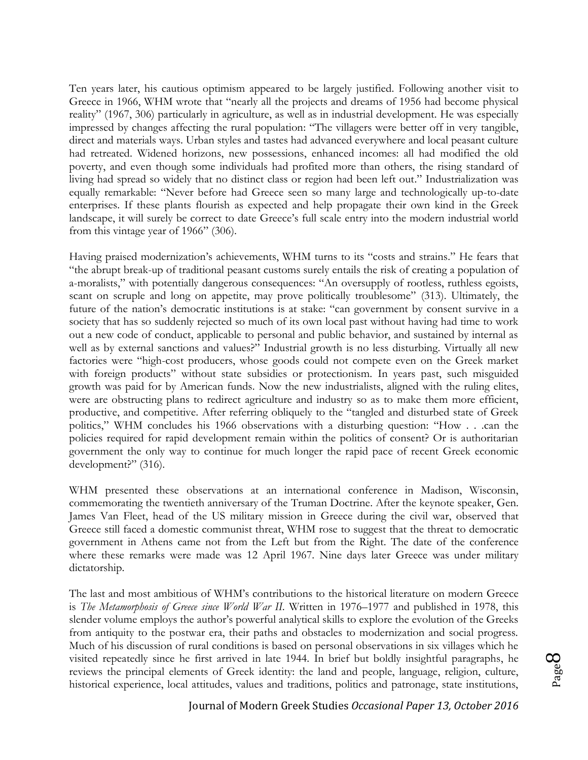Ten years later, his cautious optimism appeared to be largely justified. Following another visit to Greece in 1966, WHM wrote that "nearly all the projects and dreams of 1956 had become physical reality" (1967, 306) particularly in agriculture, as well as in industrial development. He was especially impressed by changes affecting the rural population: "The villagers were better off in very tangible, direct and materials ways. Urban styles and tastes had advanced everywhere and local peasant culture had retreated. Widened horizons, new possessions, enhanced incomes: all had modified the old poverty, and even though some individuals had profited more than others, the rising standard of living had spread so widely that no distinct class or region had been left out." Industrialization was equally remarkable: "Never before had Greece seen so many large and technologically up-to-date enterprises. If these plants flourish as expected and help propagate their own kind in the Greek landscape, it will surely be correct to date Greece's full scale entry into the modern industrial world from this vintage year of 1966" (306).

Having praised modernization's achievements, WHM turns to its "costs and strains." He fears that "the abrupt break-up of traditional peasant customs surely entails the risk of creating a population of a-moralists," with potentially dangerous consequences: "An oversupply of rootless, ruthless egoists, scant on scruple and long on appetite, may prove politically troublesome" (313). Ultimately, the future of the nation's democratic institutions is at stake: "can government by consent survive in a society that has so suddenly rejected so much of its own local past without having had time to work out a new code of conduct, applicable to personal and public behavior, and sustained by internal as well as by external sanctions and values?" Industrial growth is no less disturbing. Virtually all new factories were "high-cost producers, whose goods could not compete even on the Greek market with foreign products" without state subsidies or protectionism. In years past, such misguided growth was paid for by American funds. Now the new industrialists, aligned with the ruling elites, were are obstructing plans to redirect agriculture and industry so as to make them more efficient, productive, and competitive. After referring obliquely to the "tangled and disturbed state of Greek politics," WHM concludes his 1966 observations with a disturbing question: "How . . .can the policies required for rapid development remain within the politics of consent? Or is authoritarian government the only way to continue for much longer the rapid pace of recent Greek economic development?" (316).

WHM presented these observations at an international conference in Madison, Wisconsin, commemorating the twentieth anniversary of the Truman Doctrine. After the keynote speaker, Gen. James Van Fleet, head of the US military mission in Greece during the civil war, observed that Greece still faced a domestic communist threat, WHM rose to suggest that the threat to democratic government in Athens came not from the Left but from the Right. The date of the conference where these remarks were made was 12 April 1967. Nine days later Greece was under military dictatorship.

The last and most ambitious of WHM's contributions to the historical literature on modern Greece is *The Metamorphosis of Greece since World War II*. Written in 1976–1977 and published in 1978, this slender volume employs the author's powerful analytical skills to explore the evolution of the Greeks from antiquity to the postwar era, their paths and obstacles to modernization and social progress. Much of his discussion of rural conditions is based on personal observations in six villages which he visited repeatedly since he first arrived in late 1944. In brief but boldly insightful paragraphs, he reviews the principal elements of Greek identity: the land and people, language, religion, culture, historical experience, local attitudes, values and traditions, politics and patronage, state institutions,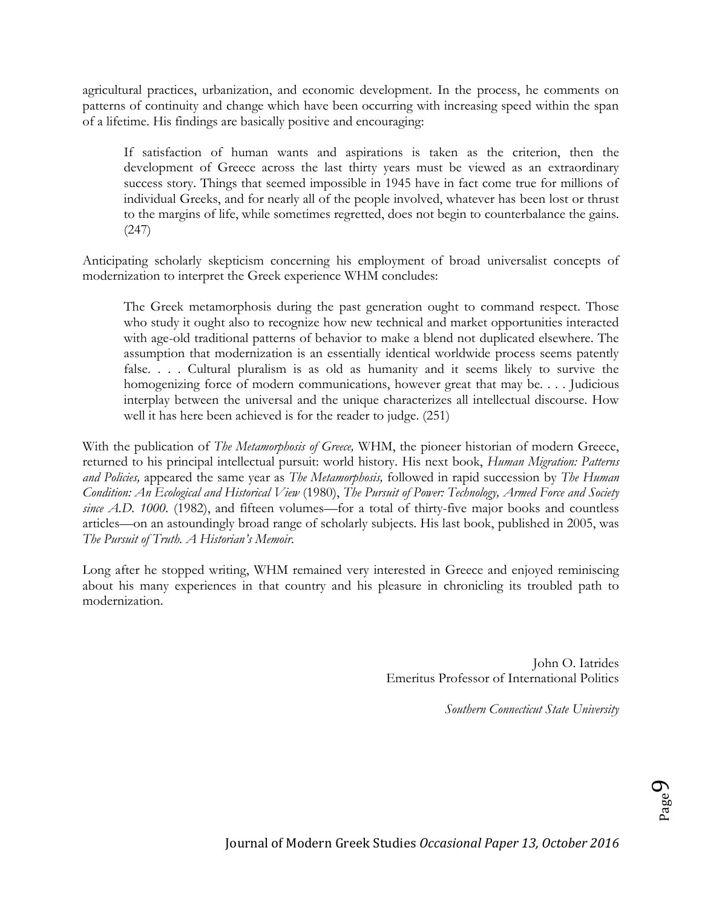agricultural practices, urbanization, and economic development. In the process, he comments on patterns of continuity and change which have been occurring with increasing speed within the span of a lifetime. His findings are basically positive and encouraging:

> If satisfaction of human wants and aspirations is taken as the criterion, then the development of Greece across the last thirty years must be viewed as an extraordinary success story. Things that seemed impossible in 1945 have in fact come true for millions of individual Greeks, and for nearly all of the people involved, whatever has been lost or thrust to the margins of life, while sometimes regretted, does not begin to counterbalance the gains. (247)

Anticipating scholarly skepticism concerning his employment of broad universalist concepts of modernization to interpret the Greek experience WHM concludes:

> The Greek metamorphosis during the past generation ought to command respect. Those who study it ought also to recognize how new technical and market opportunities interacted with age-old traditional patterns of behavior to make a blend not duplicated elsewhere. The assumption that modernization is an essentially identical worldwide process seems patently false. . . . Cultural pluralism is as old as humanity and it seems likely to survive the homogenizing force of modern communications, however great that may be. . . . Judicious interplay between the universal and the unique characterizes all intellectual discourse. How well it has here been achieved is for the reader to judge. (251)

With the publication of *The Metamorphosis of Greece,* WHM, the pioneer historian of modern Greece, returned to his principal intellectual pursuit: world history. His next book, *Human Migration: Patterns and Policies,* appeared the same year as *The Metamorphosis,* followed in rapid succession by *The Human Condition: An Ecological and Historical View* (1980), *The Pursuit of Power: Technology, Armed Force and Society since A.D. 1000*. (1982), and fifteen volumes—for a total of thirty-five major books and countless articles—on an astoundingly broad range of scholarly subjects. His last book, published in 2005, was *The Pursuit of Truth. A Historian's Memoir.*

Long after he stopped writing, WHM remained very interested in Greece and enjoyed reminiscing about his many experiences in that country and his pleasure in chronicling its troubled path to modernization.

John O. Iatrides
Emeritus Professor of International Politics

*Southern Connecticut State University*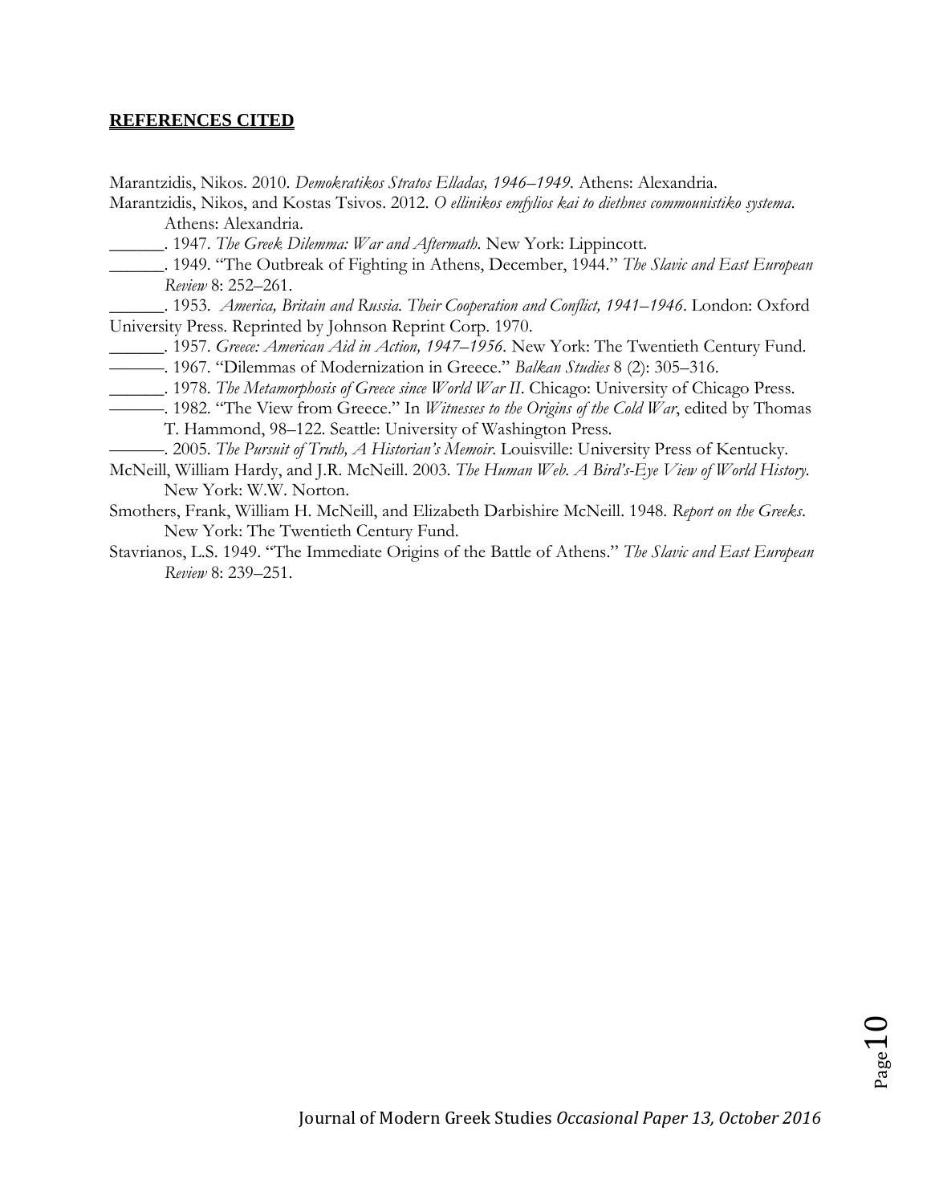## REFERENCES CITED

Marantzidis, Nikos. 2010. *Demokratikos Stratos Elladas, 1946–1949*. Athens: Alexandria.

Marantzidis, Nikos, and Kostas Tsivos. 2012. *O ellinikos emfylios kai to diethnes commounistiko systema*. Athens: Alexandria.

______. 1947. *The Greek Dilemma: War and Aftermath*. New York: Lippincott.

______. 1949. "The Outbreak of Fighting in Athens, December, 1944." *The Slavic and East European Review* 8: 252–261.

______. 1953. *America, Britain and Russia. Their Cooperation and Conflict, 1941–1946*. London: Oxford University Press. Reprinted by Johnson Reprint Corp. 1970.

______. 1957. *Greece: American Aid in Action, 1947–1956*. New York: The Twentieth Century Fund.

———. 1967. "Dilemmas of Modernization in Greece." *Balkan Studies* 8 (2): 305–316.

______. 1978. *The Metamorphosis of Greece since World War II*. Chicago: University of Chicago Press.

———. 1982. "The View from Greece." In *Witnesses to the Origins of the Cold War*, edited by Thomas T. Hammond, 98–122. Seattle: University of Washington Press.

———. 2005. *The Pursuit of Truth, A Historian's Memoir*. Louisville: University Press of Kentucky.

McNeill, William Hardy, and J.R. McNeill. 2003. *The Human Web. A Bird's-Eye View of World History.* New York: W.W. Norton.

Smothers, Frank, William H. McNeill, and Elizabeth Darbishire McNeill. 1948. *Report on the Greeks*. New York: The Twentieth Century Fund.

Stavrianos, L.S. 1949. "The Immediate Origins of the Battle of Athens." *The Slavic and East European Review* 8: 239–251.